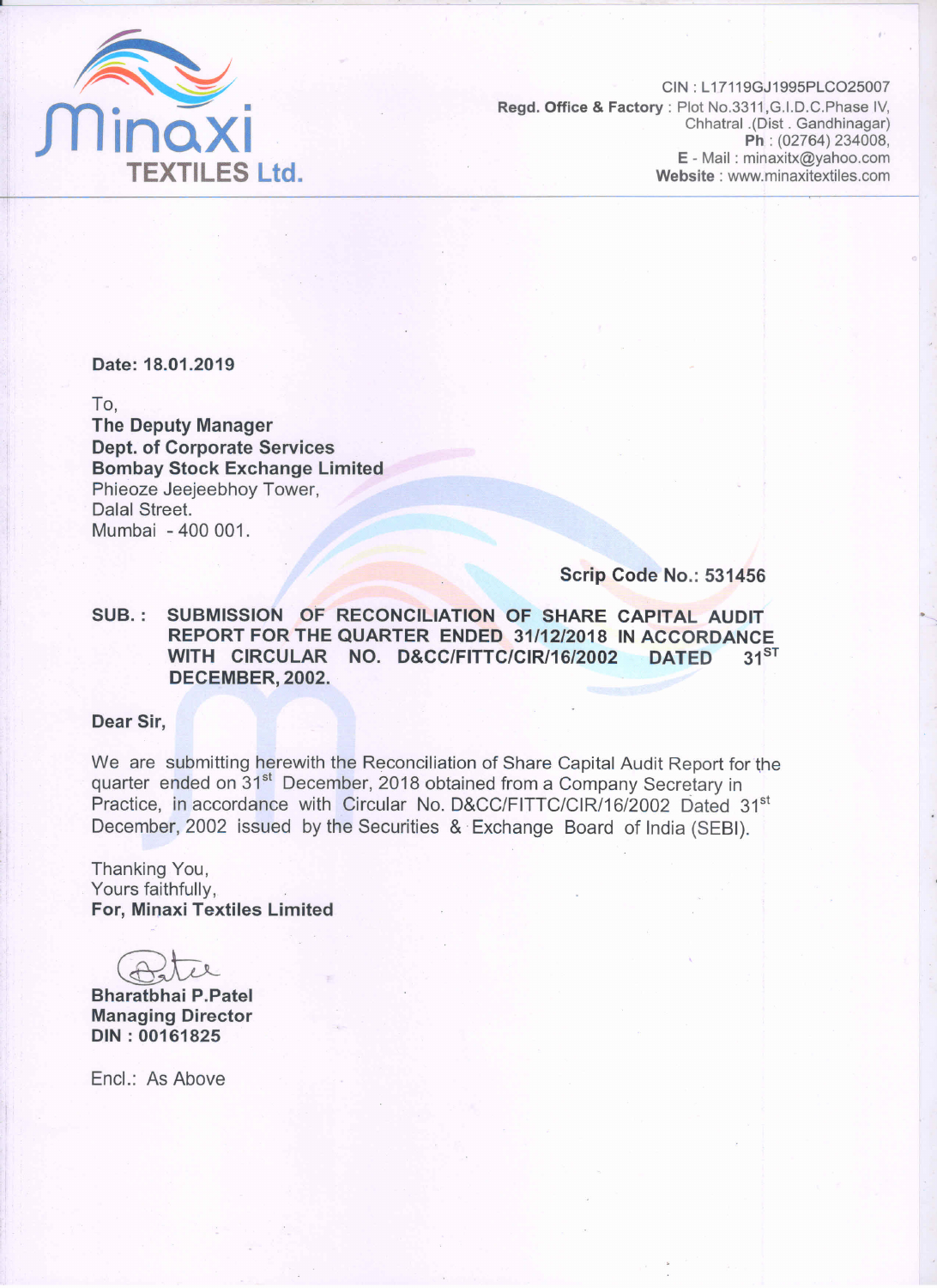**Minaxi TEXTILES Ltd.**

CIN : L17119GJ1995PLCO25007
**Regd. Office & Factory** : Plot No.3311,G.I.D.C.Phase IV,
Chhatral .(Dist . Gandhinagar)
**Ph** : (02764) 234008,
**E** - Mail : minaxitx@yahoo.com
**Website** : www.minaxitextiles.com

**Date: 18.01.2019**

To,
**The Deputy Manager**
**Dept. of Corporate Services**
**Bombay Stock Exchange Limited**
Phieoze Jeejeebhoy Tower,
Dalal Street.
Mumbai - 400 001.

**Scrip Code No.: 531456**

**SUB. : SUBMISSION OF RECONCILIATION OF SHARE CAPITAL AUDIT REPORT FOR THE QUARTER ENDED 31/12/2018 IN ACCORDANCE WITH CIRCULAR NO. D&CC/FITTC/CIR/16/2002 DATED 31ST DECEMBER, 2002.**

**Dear Sir,**

We are submitting herewith the Reconciliation of Share Capital Audit Report for the quarter ended on 31st December, 2018 obtained from a Company Secretary in Practice, in accordance with Circular No. D&CC/FITTC/CIR/16/2002 Dated 31st December, 2002 issued by the Securities & Exchange Board of India (SEBI).

Thanking You,
Yours faithfully,
**For, Minaxi Textiles Limited**

**Bharatbhai P.Patel**
**Managing Director**
**DIN : 00161825**

Encl.: As Above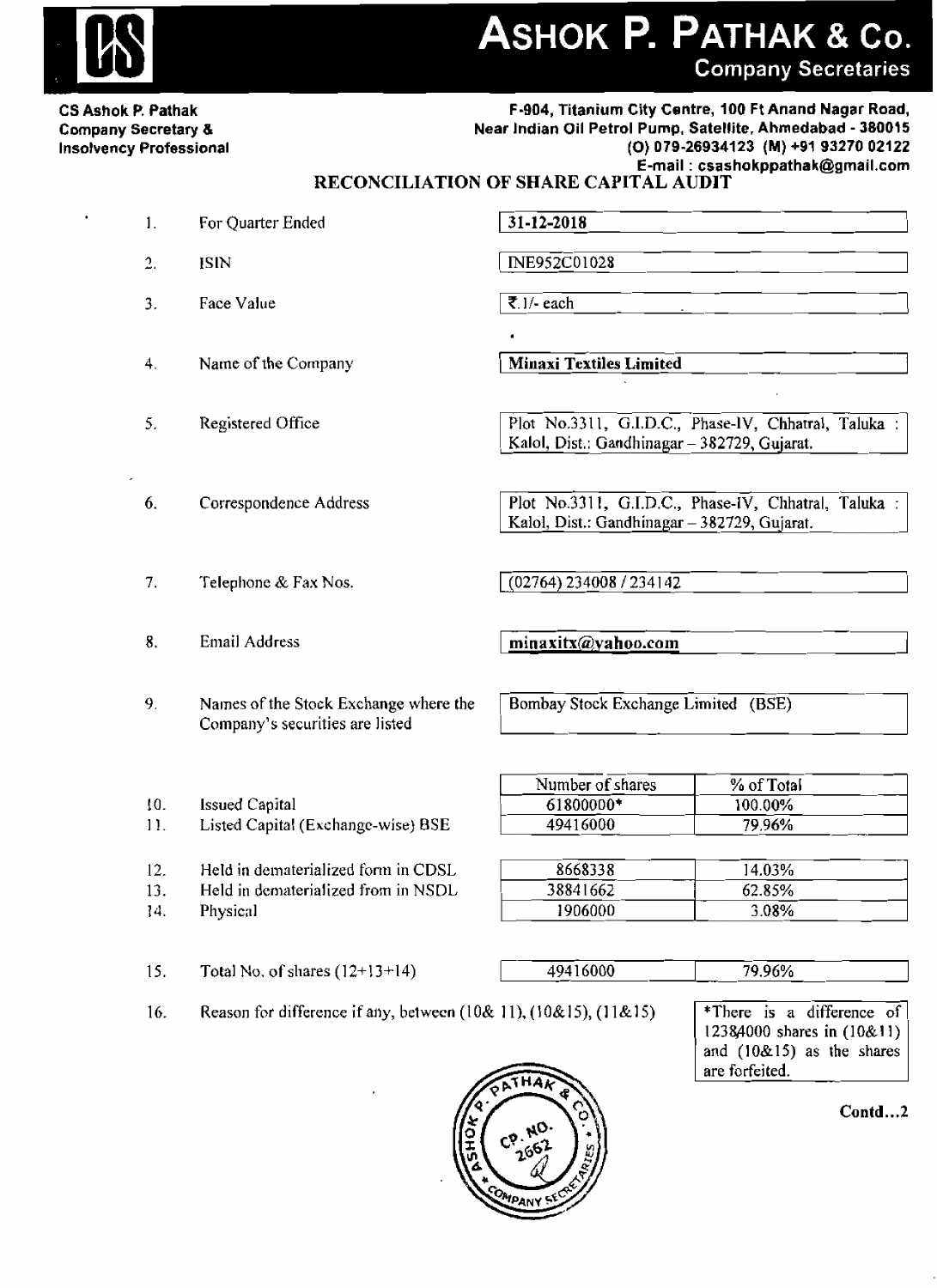**ASHOK P. PATHAK & Co.**
**Company Secretaries**

**CS Ashok P. Pathak**
**Company Secretary &**
**Insolvency Professional**

**F-904, Titanium City Centre, 100 Ft Anand Nagar Road,**
**Near Indian Oil Petrol Pump, Satellite, Ahmedabad - 380015**
**(O) 079-26934123 (M) +91 93270 02122**
**E-mail : csashokppathak@gmail.com**

## RECONCILIATION OF SHARE CAPITAL AUDIT

| | | |
|---|---|---|
| 1. | For Quarter Ended | **31-12-2018** |
| 2. | ISIN | INE952C01028 |
| 3. | Face Value | ₹.1/- each |
| 4. | Name of the Company | **Minaxi Textiles Limited** |
| 5. | Registered Office | Plot No.3311, G.I.D.C., Phase-IV, Chhatral, Taluka : Kalol, Dist.: Gandhinagar – 382729, Gujarat. |
| 6. | Correspondence Address | Plot No.3311, G.I.D.C., Phase-IV, Chhatral, Taluka : Kalol, Dist.: Gandhinagar – 382729, Gujarat. |
| 7. | Telephone & Fax Nos. | (02764) 234008 / 234142 |
| 8. | Email Address | **minaxitx@yahoo.com** |
| 9. | Names of the Stock Exchange where the Company's securities are listed | Bombay Stock Exchange Limited (BSE) |

| | | Number of shares | % of Total |
|---|---|---|---|
| 10. | Issued Capital | 61800000* | 100.00% |
| 11. | Listed Capital (Exchange-wise) BSE | 49416000 | 79.96% |
| 12. | Held in dematerialized form in CDSL | 8668338 | 14.03% |
| 13. | Held in dematerialized from in NSDL | 38841662 | 62.85% |
| 14. | Physical | 1906000 | 3.08% |
| 15. | Total No. of shares (12+13+14) | 49416000 | 79.96% |

16. Reason for difference if any, between (10& 11), (10&15), (11&15)

*There is a difference of 12384000 shares in (10&11) and (10&15) as the shares are forfeited.

Contd...2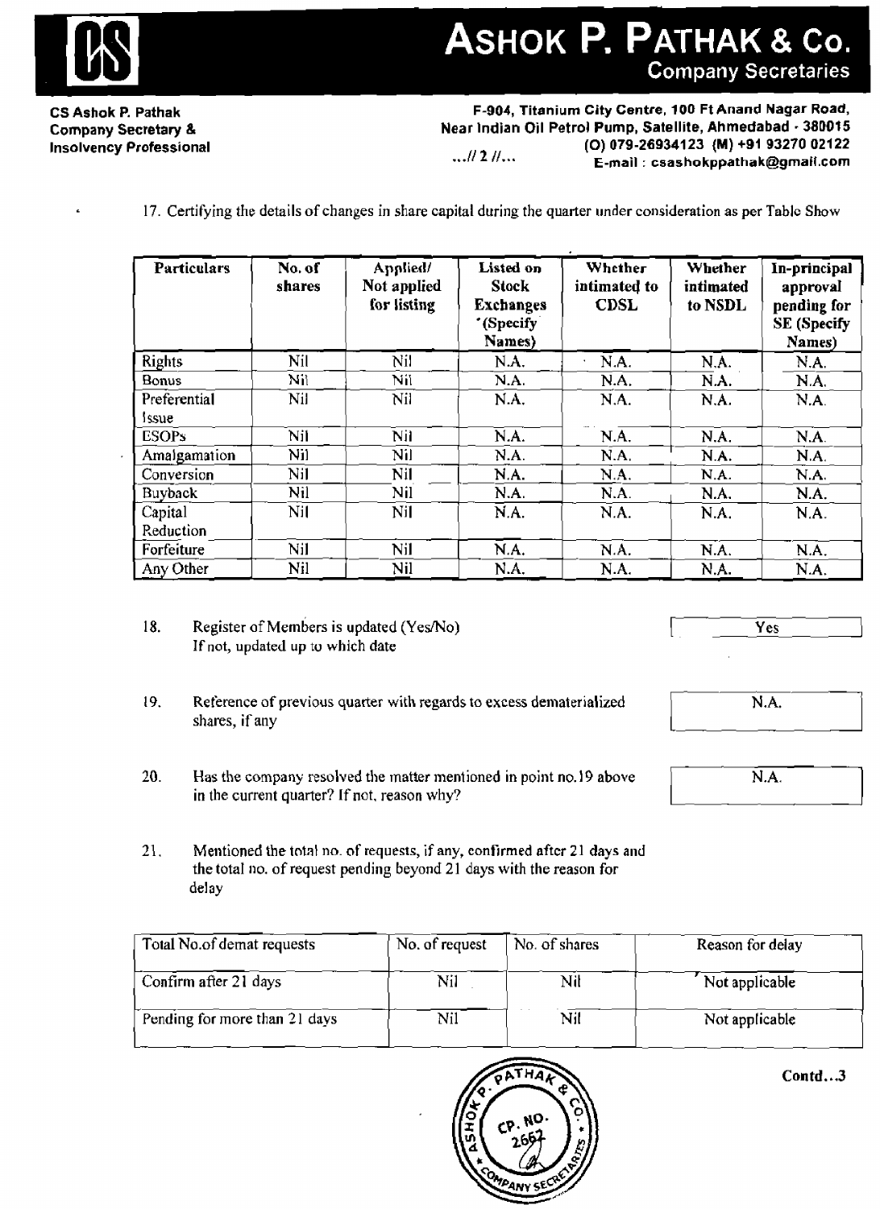17. Certifying the details of changes in share capital during the quarter under consideration as per Table Show

| Particulars | No. of shares | Applied/ Not applied for listing | Listed on Stock Exchanges (Specify Names) | Whether intimated to CDSL | Whether intimated to NSDL | In-principal approval pending for SE (Specify Names) |
|---|---|---|---|---|---|---|
| Rights | Nil | Nil | N.A. | N.A. | N.A. | N.A. |
| Bonus | Nil | Nil | N.A. | N.A. | N.A. | N.A. |
| Preferential Issue | Nil | Nil | N.A. | N.A. | N.A. | N.A. |
| ESOPs | Nil | Nil | N.A. | N.A. | N.A. | N.A. |
| Amalgamation | Nil | Nil | N.A. | N.A. | N.A. | N.A. |
| Conversion | Nil | Nil | N.A. | N.A. | N.A. | N.A. |
| Buyback | Nil | Nil | N.A. | N.A. | N.A. | N.A. |
| Capital Reduction | Nil | Nil | N.A. | N.A. | N.A. | N.A. |
| Forfeiture | Nil | Nil | N.A. | N.A. | N.A. | N.A. |
| Any Other | Nil | Nil | N.A. | N.A. | N.A. | N.A. |

18. Register of Members is updated (Yes/No) If not, updated up to which date — Yes

19. Reference of previous quarter with regards to excess dematerialized shares, if any — N.A.

20. Has the company resolved the matter mentioned in point no.19 above in the current quarter? If not, reason why? — N.A.

21. Mentioned the total no. of requests, if any, confirmed after 21 days and the total no. of request pending beyond 21 days with the reason for delay

| Total No.of demat requests | No. of request | No. of shares | Reason for delay |
|---|---|---|---|
| Confirm after 21 days | Nil | Nil | Not applicable |
| Pending for more than 21 days | Nil | Nil | Not applicable |

Contd...3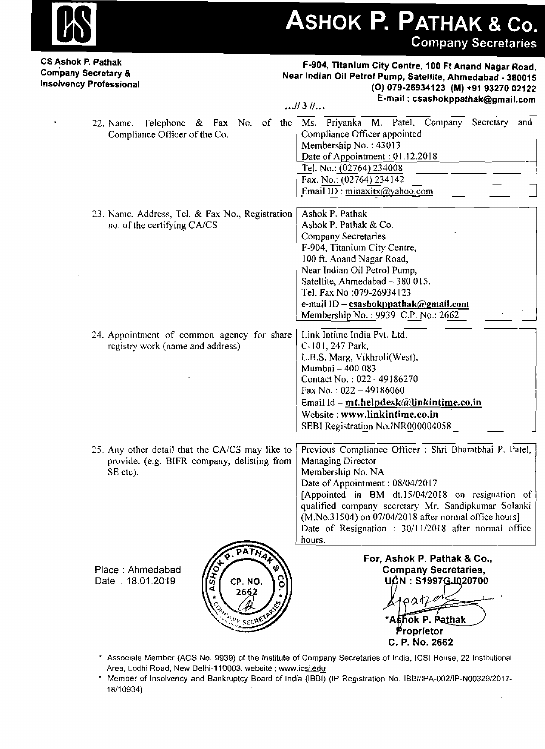# ASHOK P. PATHAK & Co.
Company Secretaries

**CS Ashok P. Pathak**
**Company Secretary &**
**Insolvency Professional**

**F-904, Titanium City Centre, 100 Ft Anand Nagar Road, Near Indian Oil Petrol Pump, Satellite, Ahmedabad - 380015**
**(O) 079-26934123 (M) +91 93270 02122**
**E-mail : csashokppathak@gmail.com**

...// 3 //...

| | |
|---|---|
| 22. Name, Telephone & Fax No. of the Compliance Officer of the Co. | Ms. Priyanka M. Patel, Company Secretary and Compliance Officer appointed<br>Membership No. : 43013<br>Date of Appointment : 01.12.2018<br>Tel. No.: (02764) 234008<br>Fax. No.: (02764) 234142<br>Email ID : minaxitx@yahoo.com |
| 23. Name, Address, Tel. & Fax No., Registration no. of the certifying CA/CS | Ashok P. Pathak<br>Ashok P. Pathak & Co.<br>Company Secretaries<br>F-904, Titanium City Centre,<br>100 ft. Anand Nagar Road,<br>Near Indian Oil Petrol Pump,<br>Satellite, Ahmedabad – 380 015.<br>Tel. Fax No :079-26934123<br>e-mail ID – **csashokppathak@gmail.com**<br>Membership No. : 9939 C.P. No.: 2662 |
| 24. Appointment of common agency for share registry work (name and address) | Link Intime India Pvt. Ltd.<br>C-101, 247 Park,<br>L.B.S. Marg, Vikhroli(West),<br>Mumbai – 400 083<br>Contact No. : 022 -49186270<br>Fax No. : 022 – 49186060<br>Email Id – **mt.helpdesk@linkintime.co.in**<br>Website : **www.linkintime.co.in**<br>SEBI Registration No.INR000004058 |
| 25. Any other detail that the CA/CS may like to provide. (e.g. BIFR company, delisting from SE etc). | Previous Compliance Officer : Shri Bharatbhai P. Patel, Managing Director<br>Membership No. NA<br>Date of Appointment : 08/04/2017<br>[Appointed in BM dt.15/04/2018 on resignation of qualified company secretary Mr. Sandipkumar Solanki (M.No.31504) on 07/04/2018 after normal office hours]<br>Date of Resignation : 30/11/2018 after normal office hours. |

Place : Ahmedabad
Date : 18.01.2019

**For, Ashok P. Pathak & Co.,**
**Company Secretaries,**
**UCN : S1997GJ020700**

**\*Ashok P. Pathak**
**Proprietor**
**C. P. No. 2662**

\* Associate Member (ACS No. 9939) of the Institute of Company Secretaries of India, ICSI House, 22 Institutional Area, Lodhi Road, New Delhi-110003. website : www.icsi.edu

\* Member of Insolvency and Bankruptcy Board of India (IBBI) (IP Registration No. IBBI/IPA-002/IP-N00329/2017-18/10934)